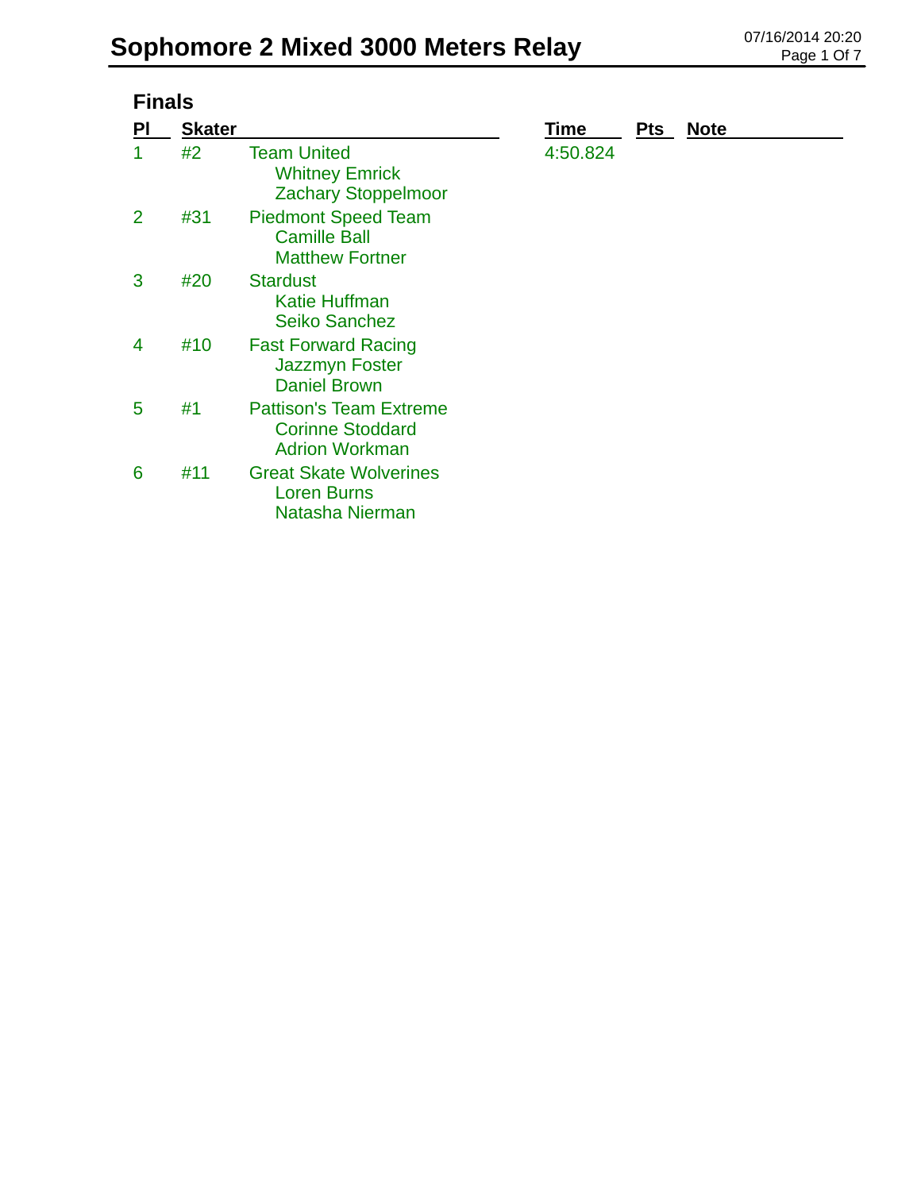# Sophomore 2 Mixed 3000 Meters Relay

07/16/2014 20:20

## Finals

| Pl | Skater | | Time | Pts | Note |
|---|---|---|---|---|---|
| 1 | #2 | Team United<br>Whitney Emrick<br>Zachary Stoppelmoor | 4:50.824 | | |
| 2 | #31 | Piedmont Speed Team<br>Camille Ball<br>Matthew Fortner | | | |
| 3 | #20 | Stardust<br>Katie Huffman<br>Seiko Sanchez | | | |
| 4 | #10 | Fast Forward Racing<br>Jazzmyn Foster<br>Daniel Brown | | | |
| 5 | #1 | Pattison's Team Extreme<br>Corinne Stoddard<br>Adrion Workman | | | |
| 6 | #11 | Great Skate Wolverines<br>Loren Burns<br>Natasha Nierman | | | |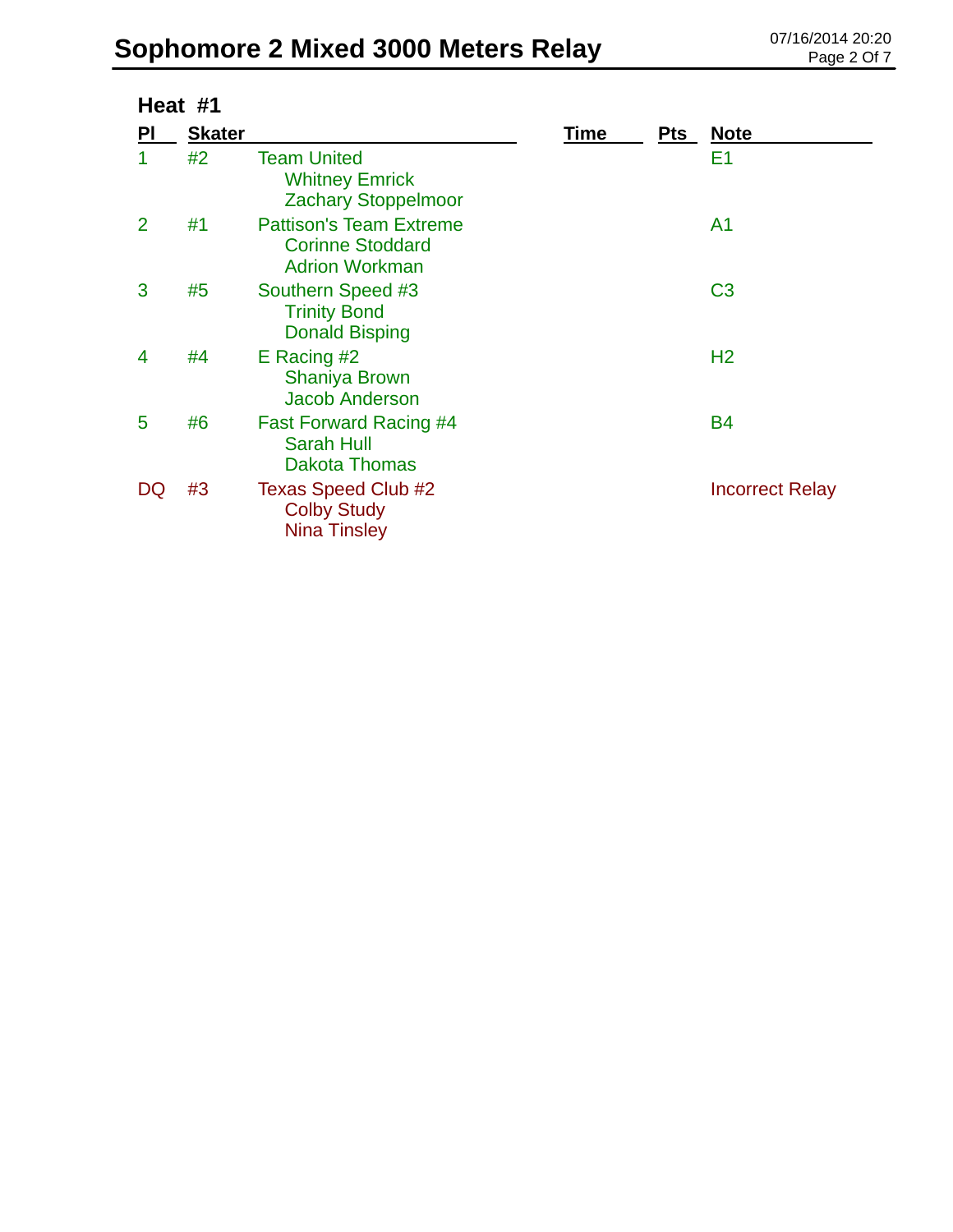# Sophomore 2 Mixed 3000 Meters Relay

07/16/2014 20:20

## Heat #1

| Pl | Skater | | Time | Pts | Note |
|---|---|---|---|---|---|
| 1 | #2 | Team United<br>Whitney Emrick<br>Zachary Stoppelmoor | | | E1 |
| 2 | #1 | Pattison's Team Extreme<br>Corinne Stoddard<br>Adrion Workman | | | A1 |
| 3 | #5 | Southern Speed #3<br>Trinity Bond<br>Donald Bisping | | | C3 |
| 4 | #4 | E Racing #2<br>Shaniya Brown<br>Jacob Anderson | | | H2 |
| 5 | #6 | Fast Forward Racing #4<br>Sarah Hull<br>Dakota Thomas | | | B4 |
| DQ | #3 | Texas Speed Club #2<br>Colby Study<br>Nina Tinsley | | | Incorrect Relay |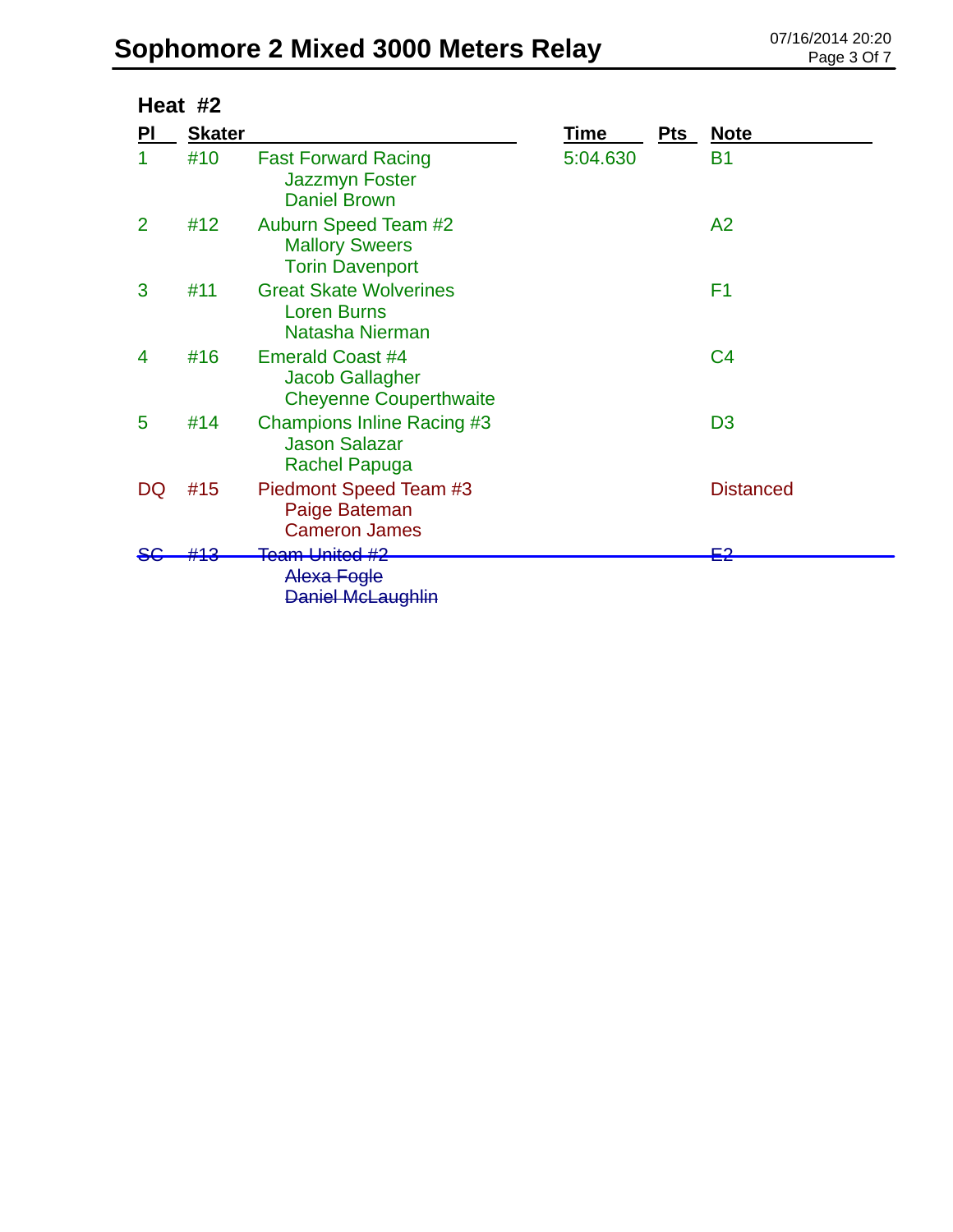# Sophomore 2 Mixed 3000 Meters Relay

07/16/2014 20:20

## Heat #2

| Pl | Skater | | Time | Pts | Note |
|---|---|---|---|---|---|
| 1 | #10 | Fast Forward Racing<br>Jazzmyn Foster<br>Daniel Brown | 5:04.630 | | B1 |
| 2 | #12 | Auburn Speed Team #2<br>Mallory Sweers<br>Torin Davenport | | | A2 |
| 3 | #11 | Great Skate Wolverines<br>Loren Burns<br>Natasha Nierman | | | F1 |
| 4 | #16 | Emerald Coast #4<br>Jacob Gallagher<br>Cheyenne Couperthwaite | | | C4 |
| 5 | #14 | Champions Inline Racing #3<br>Jason Salazar<br>Rachel Papuga | | | D3 |
| DQ | #15 | Piedmont Speed Team #3<br>Paige Bateman<br>Cameron James | | | Distanced |
| ~~SC~~ | ~~#13~~ | ~~Team United #2~~<br>~~Alexa Fogle~~<br>~~Daniel McLaughlin~~ | | | ~~E2~~ |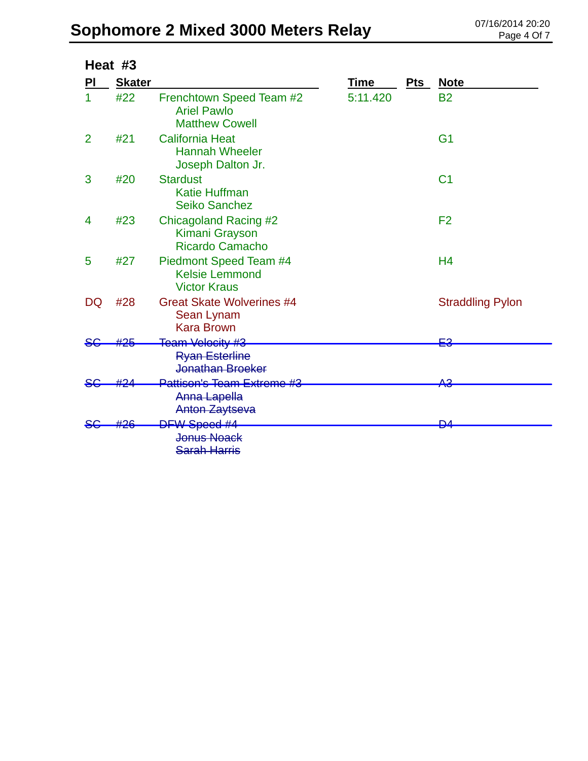# Sophomore 2 Mixed 3000 Meters Relay

## Heat #3

| Pl | Skater | | Time | Pts | Note |
|---|---|---|---|---|---|
| 1 | #22 | Frenchtown Speed Team #2<br>Ariel Pawlo<br>Matthew Cowell | 5:11.420 | | B2 |
| 2 | #21 | California Heat<br>Hannah Wheeler<br>Joseph Dalton Jr. | | | G1 |
| 3 | #20 | Stardust<br>Katie Huffman<br>Seiko Sanchez | | | C1 |
| 4 | #23 | Chicagoland Racing #2<br>Kimani Grayson<br>Ricardo Camacho | | | F2 |
| 5 | #27 | Piedmont Speed Team #4<br>Kelsie Lemmond<br>Victor Kraus | | | H4 |
| DQ | #28 | Great Skate Wolverines #4<br>Sean Lynam<br>Kara Brown | | | Straddling Pylon |
| ~~SC~~ | ~~#25~~ | ~~Team Velocity #3~~<br>~~Ryan Esterline~~<br>~~Jonathan Broeker~~ | | | ~~E3~~ |
| ~~SC~~ | ~~#24~~ | ~~Pattison's Team Extreme #3~~<br>~~Anna Lapella~~<br>~~Anton Zaytseva~~ | | | ~~A3~~ |
| ~~SC~~ | ~~#26~~ | ~~DFW Speed #4~~<br>~~Jonus Noack~~<br>~~Sarah Harris~~ | | | ~~D4~~ |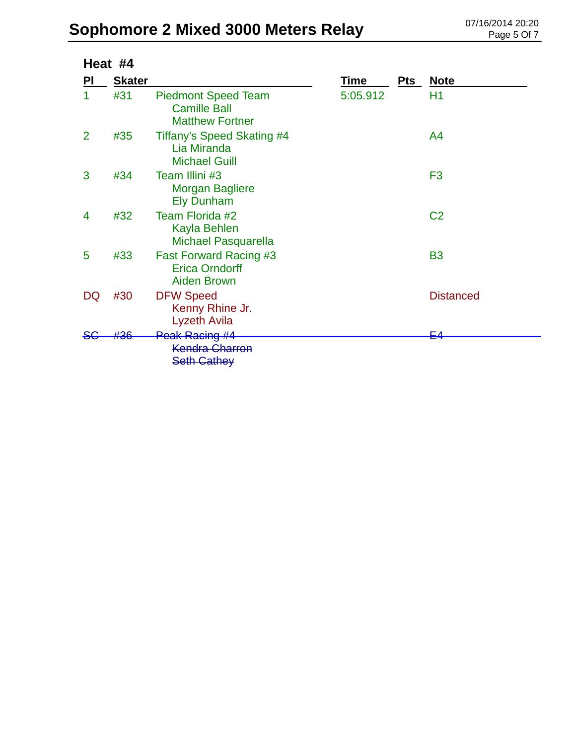# Sophomore 2 Mixed 3000 Meters Relay

07/16/2014 20:20

## Heat #4

| Pl | Skater | | Time | Pts | Note |
|---|---|---|---|---|---|
| 1 | #31 | Piedmont Speed Team<br>Camille Ball<br>Matthew Fortner | 5:05.912 | | H1 |
| 2 | #35 | Tiffany's Speed Skating #4<br>Lia Miranda<br>Michael Guill | | | A4 |
| 3 | #34 | Team Illini #3<br>Morgan Bagliere<br>Ely Dunham | | | F3 |
| 4 | #32 | Team Florida #2<br>Kayla Behlen<br>Michael Pasquarella | | | C2 |
| 5 | #33 | Fast Forward Racing #3<br>Erica Orndorff<br>Aiden Brown | | | B3 |
| DQ | #30 | DFW Speed<br>Kenny Rhine Jr.<br>Lyzeth Avila | | | Distanced |
| ~~SC~~ | ~~#36~~ | ~~Peak Racing #4~~<br>~~Kendra Charron~~<br>~~Seth Cathey~~ | | | ~~E4~~ |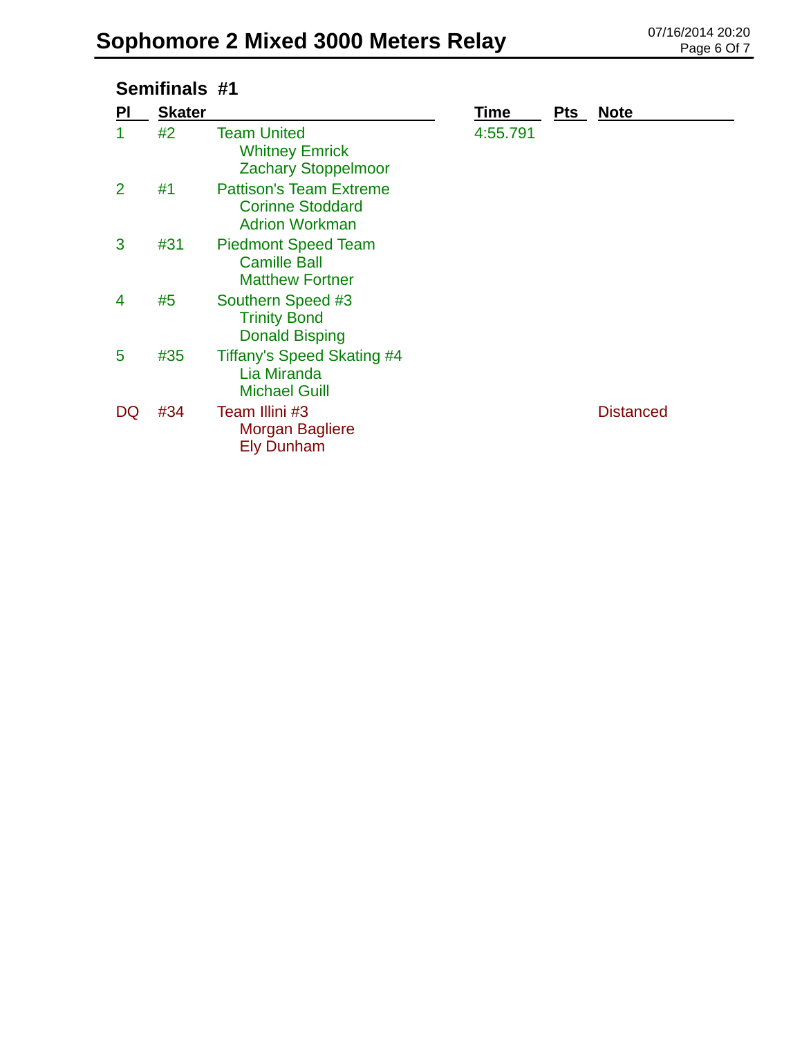# Sophomore 2 Mixed 3000 Meters Relay

07/16/2014 20:20

## Semifinals #1

| Pl | Skater | | Time | Pts | Note |
|---|---|---|---|---|---|
| 1 | #2 | Team United<br>Whitney Emrick<br>Zachary Stoppelmoor | 4:55.791 | | |
| 2 | #1 | Pattison's Team Extreme<br>Corinne Stoddard<br>Adrion Workman | | | |
| 3 | #31 | Piedmont Speed Team<br>Camille Ball<br>Matthew Fortner | | | |
| 4 | #5 | Southern Speed #3<br>Trinity Bond<br>Donald Bisping | | | |
| 5 | #35 | Tiffany's Speed Skating #4<br>Lia Miranda<br>Michael Guill | | | |
| DQ | #34 | Team Illini #3<br>Morgan Bagliere<br>Ely Dunham | | | Distanced |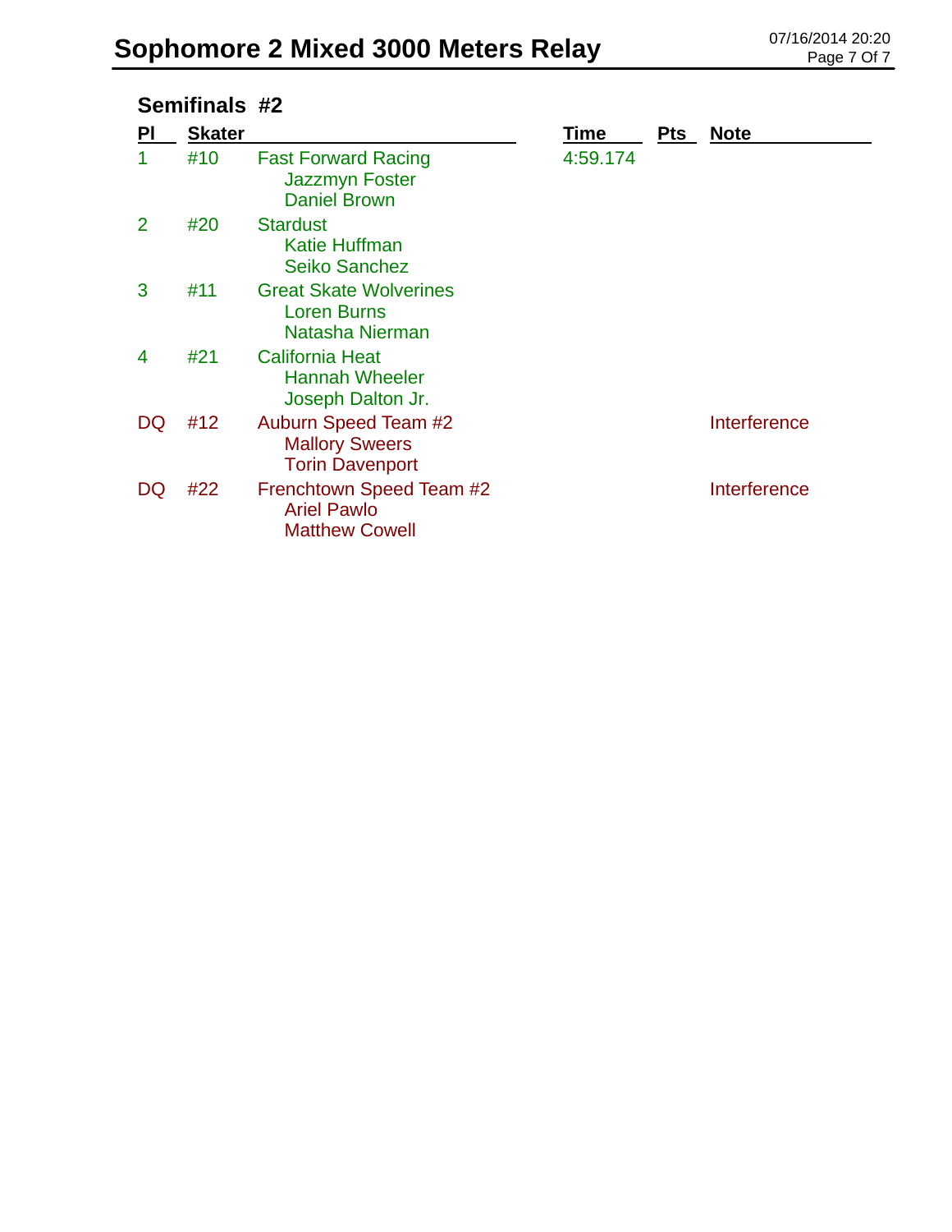# Sophomore 2 Mixed 3000 Meters Relay

## Semifinals #2

| Pl | Skater | | Time | Pts | Note |
|---|---|---|---|---|---|
| 1 | #10 | Fast Forward Racing<br>Jazzmyn Foster<br>Daniel Brown | 4:59.174 | | |
| 2 | #20 | Stardust<br>Katie Huffman<br>Seiko Sanchez | | | |
| 3 | #11 | Great Skate Wolverines<br>Loren Burns<br>Natasha Nierman | | | |
| 4 | #21 | California Heat<br>Hannah Wheeler<br>Joseph Dalton Jr. | | | |
| DQ | #12 | Auburn Speed Team #2<br>Mallory Sweers<br>Torin Davenport | | | Interference |
| DQ | #22 | Frenchtown Speed Team #2<br>Ariel Pawlo<br>Matthew Cowell | | | Interference |